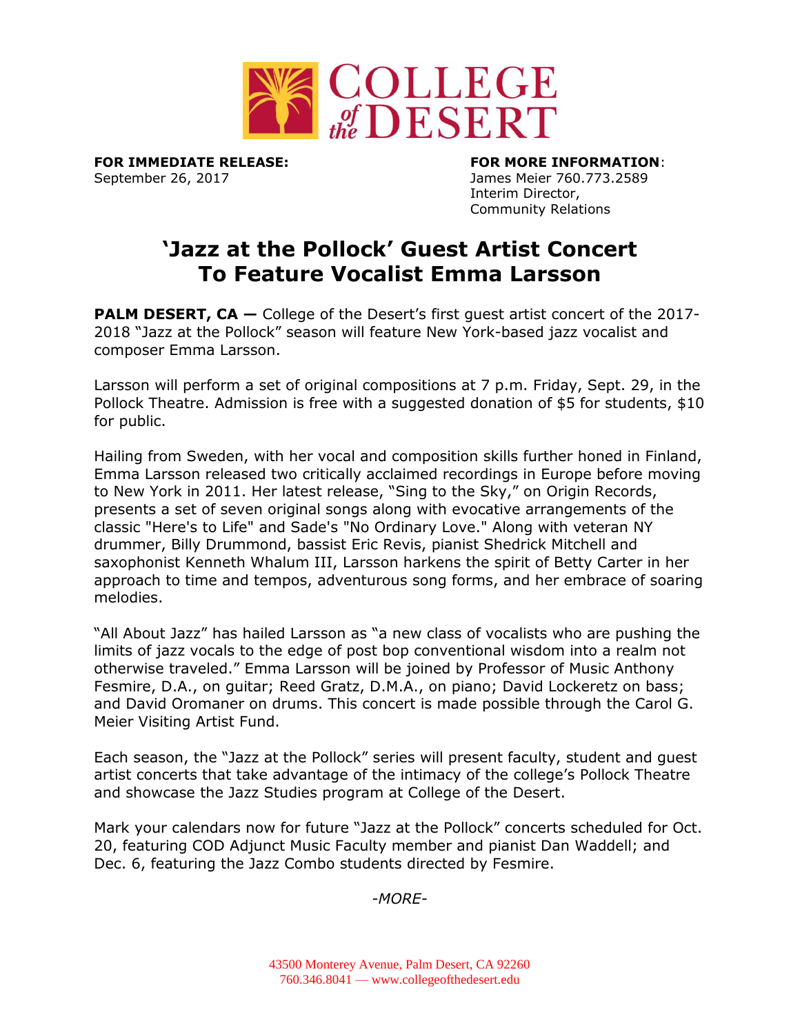COLLEGE of the DESERT

**FOR IMMEDIATE RELEASE:**
September 26, 2017

**FOR MORE INFORMATION**:
James Meier 760.773.2589
Interim Director,
Community Relations

# 'Jazz at the Pollock' Guest Artist Concert To Feature Vocalist Emma Larsson

**PALM DESERT, CA —** College of the Desert's first guest artist concert of the 2017-2018 "Jazz at the Pollock" season will feature New York-based jazz vocalist and composer Emma Larsson.

Larsson will perform a set of original compositions at 7 p.m. Friday, Sept. 29, in the Pollock Theatre. Admission is free with a suggested donation of $5 for students, $10 for public.

Hailing from Sweden, with her vocal and composition skills further honed in Finland, Emma Larsson released two critically acclaimed recordings in Europe before moving to New York in 2011. Her latest release, "Sing to the Sky," on Origin Records, presents a set of seven original songs along with evocative arrangements of the classic "Here's to Life" and Sade's "No Ordinary Love." Along with veteran NY drummer, Billy Drummond, bassist Eric Revis, pianist Shedrick Mitchell and saxophonist Kenneth Whalum III, Larsson harkens the spirit of Betty Carter in her approach to time and tempos, adventurous song forms, and her embrace of soaring melodies.

"All About Jazz" has hailed Larsson as "a new class of vocalists who are pushing the limits of jazz vocals to the edge of post bop conventional wisdom into a realm not otherwise traveled." Emma Larsson will be joined by Professor of Music Anthony Fesmire, D.A., on guitar; Reed Gratz, D.M.A., on piano; David Lockeretz on bass; and David Oromaner on drums. This concert is made possible through the Carol G. Meier Visiting Artist Fund.

Each season, the "Jazz at the Pollock" series will present faculty, student and guest artist concerts that take advantage of the intimacy of the college's Pollock Theatre and showcase the Jazz Studies program at College of the Desert.

Mark your calendars now for future "Jazz at the Pollock" concerts scheduled for Oct. 20, featuring COD Adjunct Music Faculty member and pianist Dan Waddell; and Dec. 6, featuring the Jazz Combo students directed by Fesmire.

*-MORE-*

43500 Monterey Avenue, Palm Desert, CA 92260
760.346.8041 — www.collegeofthedesert.edu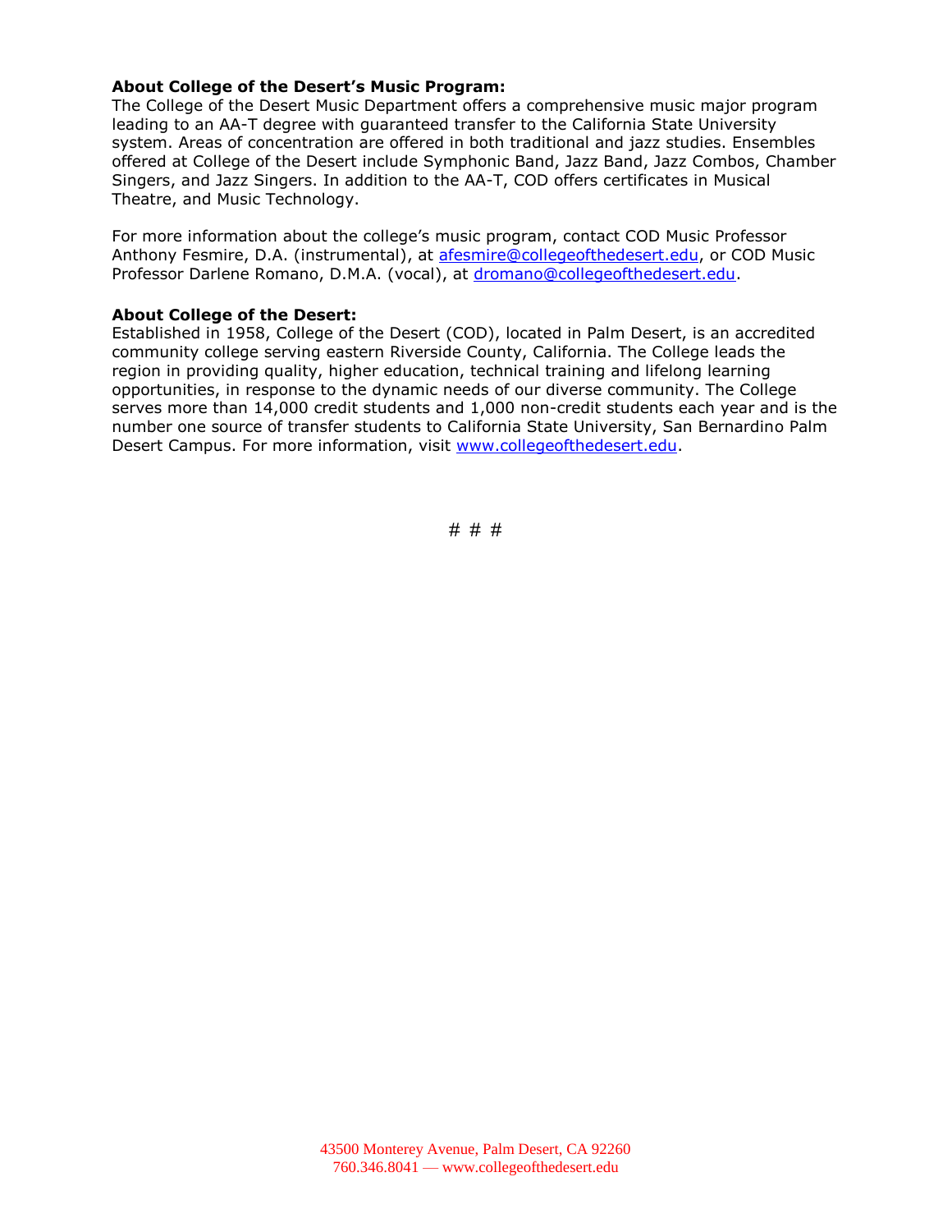**About College of the Desert's Music Program:**
The College of the Desert Music Department offers a comprehensive music major program leading to an AA-T degree with guaranteed transfer to the California State University system. Areas of concentration are offered in both traditional and jazz studies. Ensembles offered at College of the Desert include Symphonic Band, Jazz Band, Jazz Combos, Chamber Singers, and Jazz Singers. In addition to the AA-T, COD offers certificates in Musical Theatre, and Music Technology.

For more information about the college's music program, contact COD Music Professor Anthony Fesmire, D.A. (instrumental), at [afesmire@collegeofthedesert.edu](mailto:afesmire@collegeofthedesert.edu), or COD Music Professor Darlene Romano, D.M.A. (vocal), at [dromano@collegeofthedesert.edu](mailto:dromano@collegeofthedesert.edu).

**About College of the Desert:**
Established in 1958, College of the Desert (COD), located in Palm Desert, is an accredited community college serving eastern Riverside County, California. The College leads the region in providing quality, higher education, technical training and lifelong learning opportunities, in response to the dynamic needs of our diverse community. The College serves more than 14,000 credit students and 1,000 non-credit students each year and is the number one source of transfer students to California State University, San Bernardino Palm Desert Campus. For more information, visit [www.collegeofthedesert.edu](http://www.collegeofthedesert.edu).

# # #

43500 Monterey Avenue, Palm Desert, CA 92260
760.346.8041 — www.collegeofthedesert.edu